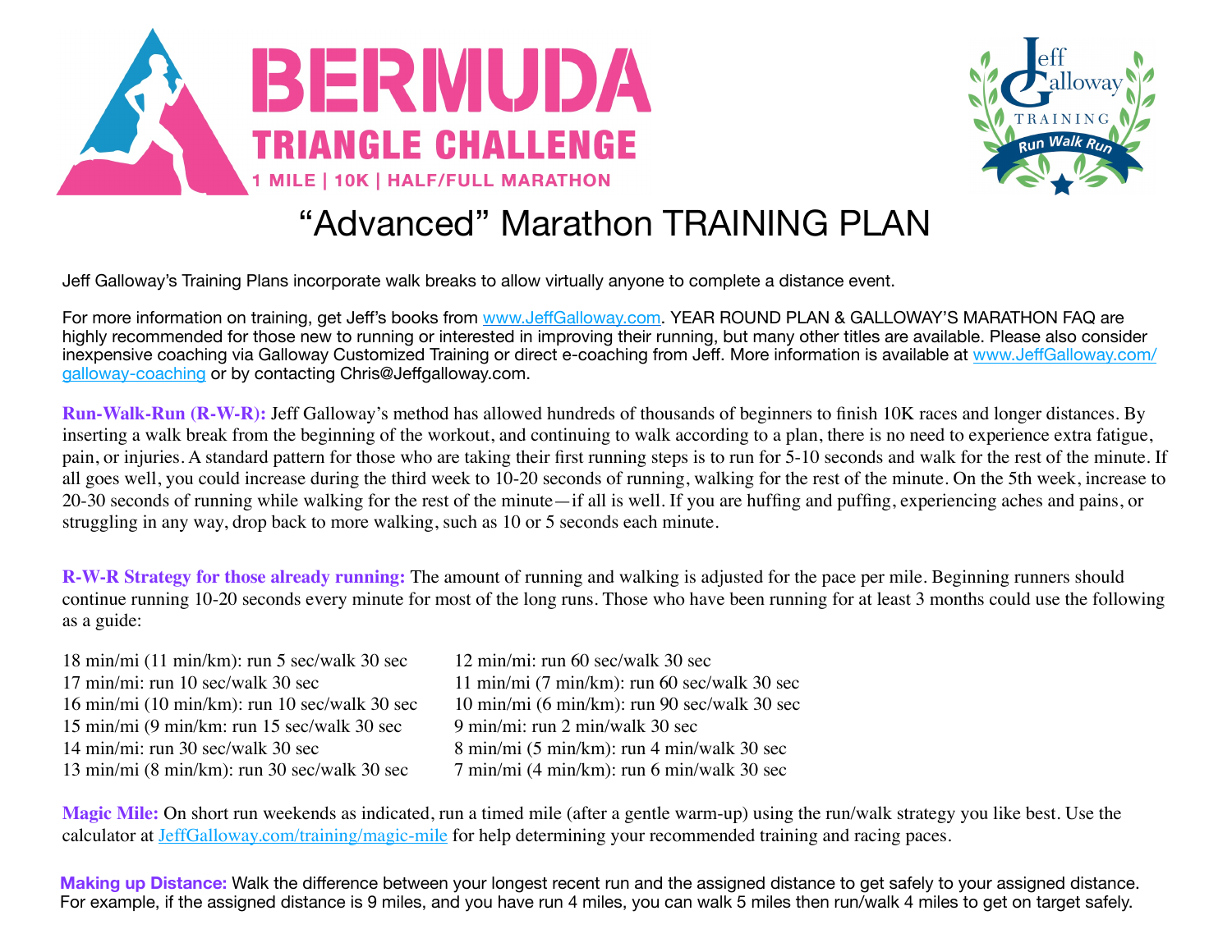# BERMUDA TRIANGLE CHALLENGE

1 MILE | 10K | HALF/FULL MARATHON

Jeff Galloway TRAINING Run Walk Run

## "Advanced" Marathon TRAINING PLAN

Jeff Galloway's Training Plans incorporate walk breaks to allow virtually anyone to complete a distance event.

For more information on training, get Jeff's books from [www.JeffGalloway.com](http://www.JeffGalloway.com). YEAR ROUND PLAN & GALLOWAY'S MARATHON FAQ are highly recommended for those new to running or interested in improving their running, but many other titles are available. Please also consider inexpensive coaching via Galloway Customized Training or direct e-coaching from Jeff. More information is available at [www.JeffGalloway.com/galloway-coaching](http://www.JeffGalloway.com/galloway-coaching) or by contacting Chris@Jeffgalloway.com.

**Run-Walk-Run (R-W-R):** Jeff Galloway's method has allowed hundreds of thousands of beginners to finish 10K races and longer distances. By inserting a walk break from the beginning of the workout, and continuing to walk according to a plan, there is no need to experience extra fatigue, pain, or injuries. A standard pattern for those who are taking their first running steps is to run for 5-10 seconds and walk for the rest of the minute. If all goes well, you could increase during the third week to 10-20 seconds of running, walking for the rest of the minute. On the 5th week, increase to 20-30 seconds of running while walking for the rest of the minute—if all is well. If you are huffing and puffing, experiencing aches and pains, or struggling in any way, drop back to more walking, such as 10 or 5 seconds each minute.

**R-W-R Strategy for those already running:** The amount of running and walking is adjusted for the pace per mile. Beginning runners should continue running 10-20 seconds every minute for most of the long runs. Those who have been running for at least 3 months could use the following as a guide:

18 min/mi (11 min/km): run 5 sec/walk 30 sec
17 min/mi: run 10 sec/walk 30 sec
16 min/mi (10 min/km): run 10 sec/walk 30 sec
15 min/mi (9 min/km: run 15 sec/walk 30 sec
14 min/mi: run 30 sec/walk 30 sec
13 min/mi (8 min/km): run 30 sec/walk 30 sec
12 min/mi: run 60 sec/walk 30 sec
11 min/mi (7 min/km): run 60 sec/walk 30 sec
10 min/mi (6 min/km): run 90 sec/walk 30 sec
9 min/mi: run 2 min/walk 30 sec
8 min/mi (5 min/km): run 4 min/walk 30 sec
7 min/mi (4 min/km): run 6 min/walk 30 sec

**Magic Mile:** On short run weekends as indicated, run a timed mile (after a gentle warm-up) using the run/walk strategy you like best. Use the calculator at [JeffGalloway.com/training/magic-mile](http://JeffGalloway.com/training/magic-mile) for help determining your recommended training and racing paces.

**Making up Distance:** Walk the difference between your longest recent run and the assigned distance to get safely to your assigned distance. For example, if the assigned distance is 9 miles, and you have run 4 miles, you can walk 5 miles then run/walk 4 miles to get on target safely.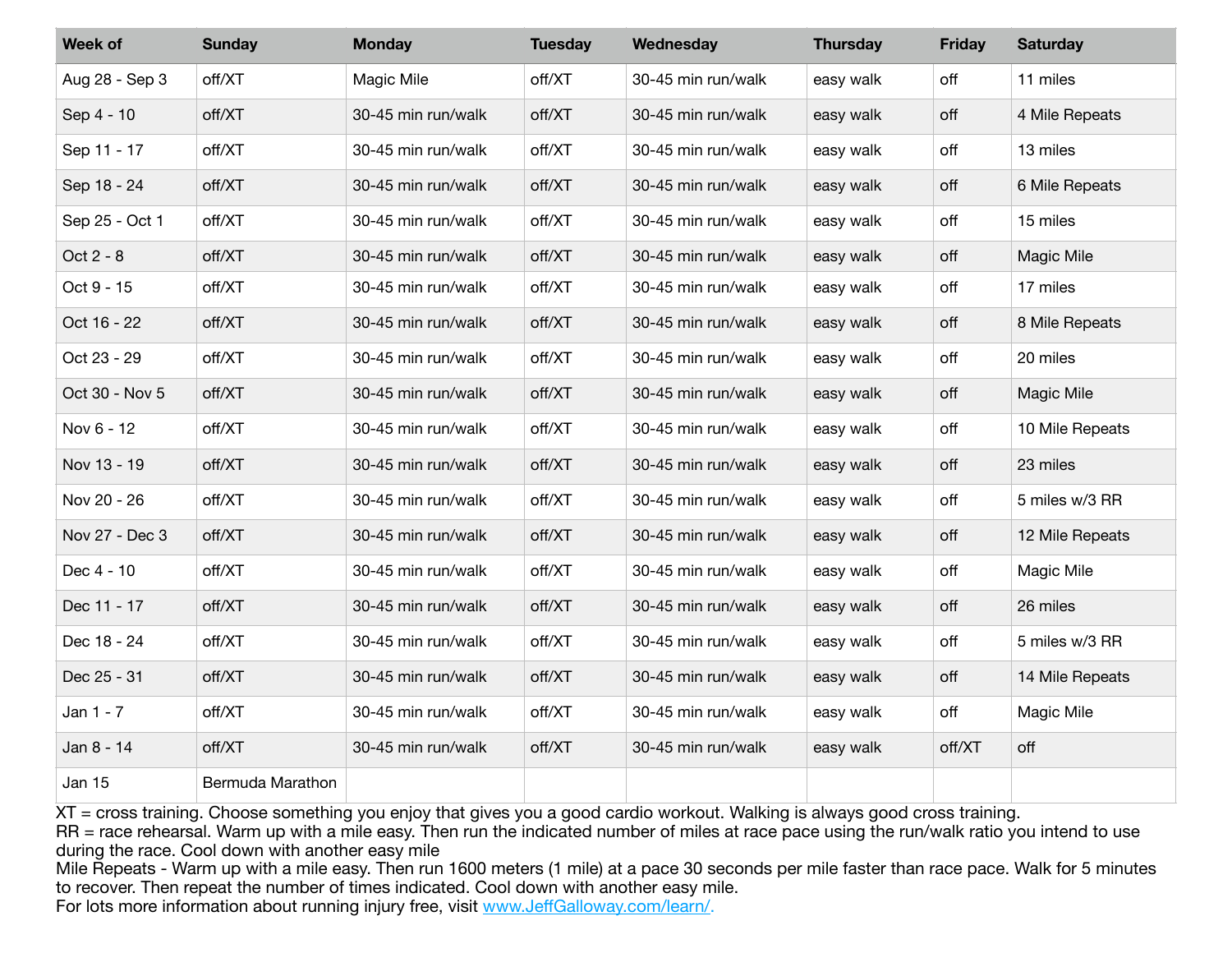| Week of | Sunday | Monday | Tuesday | Wednesday | Thursday | Friday | Saturday |
|---|---|---|---|---|---|---|---|
| Aug 28 - Sep 3 | off/XT | Magic Mile | off/XT | 30-45 min run/walk | easy walk | off | 11 miles |
| Sep 4 - 10 | off/XT | 30-45 min run/walk | off/XT | 30-45 min run/walk | easy walk | off | 4 Mile Repeats |
| Sep 11 - 17 | off/XT | 30-45 min run/walk | off/XT | 30-45 min run/walk | easy walk | off | 13 miles |
| Sep 18 - 24 | off/XT | 30-45 min run/walk | off/XT | 30-45 min run/walk | easy walk | off | 6 Mile Repeats |
| Sep 25 - Oct 1 | off/XT | 30-45 min run/walk | off/XT | 30-45 min run/walk | easy walk | off | 15 miles |
| Oct 2 - 8 | off/XT | 30-45 min run/walk | off/XT | 30-45 min run/walk | easy walk | off | Magic Mile |
| Oct 9 - 15 | off/XT | 30-45 min run/walk | off/XT | 30-45 min run/walk | easy walk | off | 17 miles |
| Oct 16 - 22 | off/XT | 30-45 min run/walk | off/XT | 30-45 min run/walk | easy walk | off | 8 Mile Repeats |
| Oct 23 - 29 | off/XT | 30-45 min run/walk | off/XT | 30-45 min run/walk | easy walk | off | 20 miles |
| Oct 30 - Nov 5 | off/XT | 30-45 min run/walk | off/XT | 30-45 min run/walk | easy walk | off | Magic Mile |
| Nov 6 - 12 | off/XT | 30-45 min run/walk | off/XT | 30-45 min run/walk | easy walk | off | 10 Mile Repeats |
| Nov 13 - 19 | off/XT | 30-45 min run/walk | off/XT | 30-45 min run/walk | easy walk | off | 23 miles |
| Nov 20 - 26 | off/XT | 30-45 min run/walk | off/XT | 30-45 min run/walk | easy walk | off | 5 miles w/3 RR |
| Nov 27 - Dec 3 | off/XT | 30-45 min run/walk | off/XT | 30-45 min run/walk | easy walk | off | 12 Mile Repeats |
| Dec 4 - 10 | off/XT | 30-45 min run/walk | off/XT | 30-45 min run/walk | easy walk | off | Magic Mile |
| Dec 11 - 17 | off/XT | 30-45 min run/walk | off/XT | 30-45 min run/walk | easy walk | off | 26 miles |
| Dec 18 - 24 | off/XT | 30-45 min run/walk | off/XT | 30-45 min run/walk | easy walk | off | 5 miles w/3 RR |
| Dec 25 - 31 | off/XT | 30-45 min run/walk | off/XT | 30-45 min run/walk | easy walk | off | 14 Mile Repeats |
| Jan 1 - 7 | off/XT | 30-45 min run/walk | off/XT | 30-45 min run/walk | easy walk | off | Magic Mile |
| Jan 8 - 14 | off/XT | 30-45 min run/walk | off/XT | 30-45 min run/walk | easy walk | off/XT | off |
| Jan 15 | Bermuda Marathon | | | | | | |

XT = cross training. Choose something you enjoy that gives you a good cardio workout. Walking is always good cross training.
RR = race rehearsal. Warm up with a mile easy. Then run the indicated number of miles at race pace using the run/walk ratio you intend to use during the race. Cool down with another easy mile
Mile Repeats - Warm up with a mile easy. Then run 1600 meters (1 mile) at a pace 30 seconds per mile faster than race pace. Walk for 5 minutes to recover. Then repeat the number of times indicated. Cool down with another easy mile.
For lots more information about running injury free, visit [www.JeffGalloway.com/learn/.](www.JeffGalloway.com/learn/)